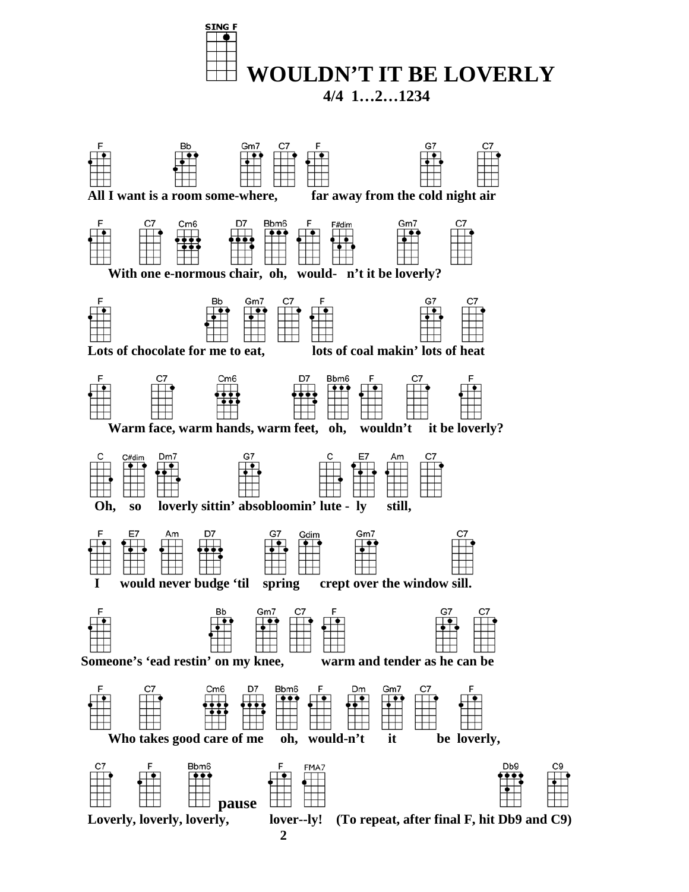SING F

# WOULDN'T IT BE LOVERLY

**4/4 1…2…1234**

F Bb Gm7 C7 F G7 C7

**All I want is a room some-where, far away from the cold night air**

F C7 Cm6 D7 Bbm6 F F#dim Gm7 C7

**With one e-normous chair, oh, would- n't it be loverly?**

F Bb Gm7 C7 F G7 C7

**Lots of chocolate for me to eat, lots of coal makin' lots of heat**

F C7 Cm6 D7 Bbm6 F C7 F

**Warm face, warm hands, warm feet, oh, wouldn't it be loverly?**

C C#dim Dm7 G7 C E7 Am C7

**Oh, so loverly sittin' absobloomin' lute - ly still,**

F E7 Am D7 G7 Gdim Gm7 C7

**I would never budge 'til spring crept over the window sill.**

F Bb Gm7 C7 F G7 C7

**Someone's 'ead restin' on my knee, warm and tender as he can be**

F C7 Cm6 D7 Bbm6 F Dm Gm7 C7 F

**Who takes good care of me oh, would-n't it be loverly,**

C7 F Bbm6 **pause** F FMA7 Db9 C9

**Loverly, loverly, loverly, lover--ly! (To repeat, after final F, hit Db9 and C9)**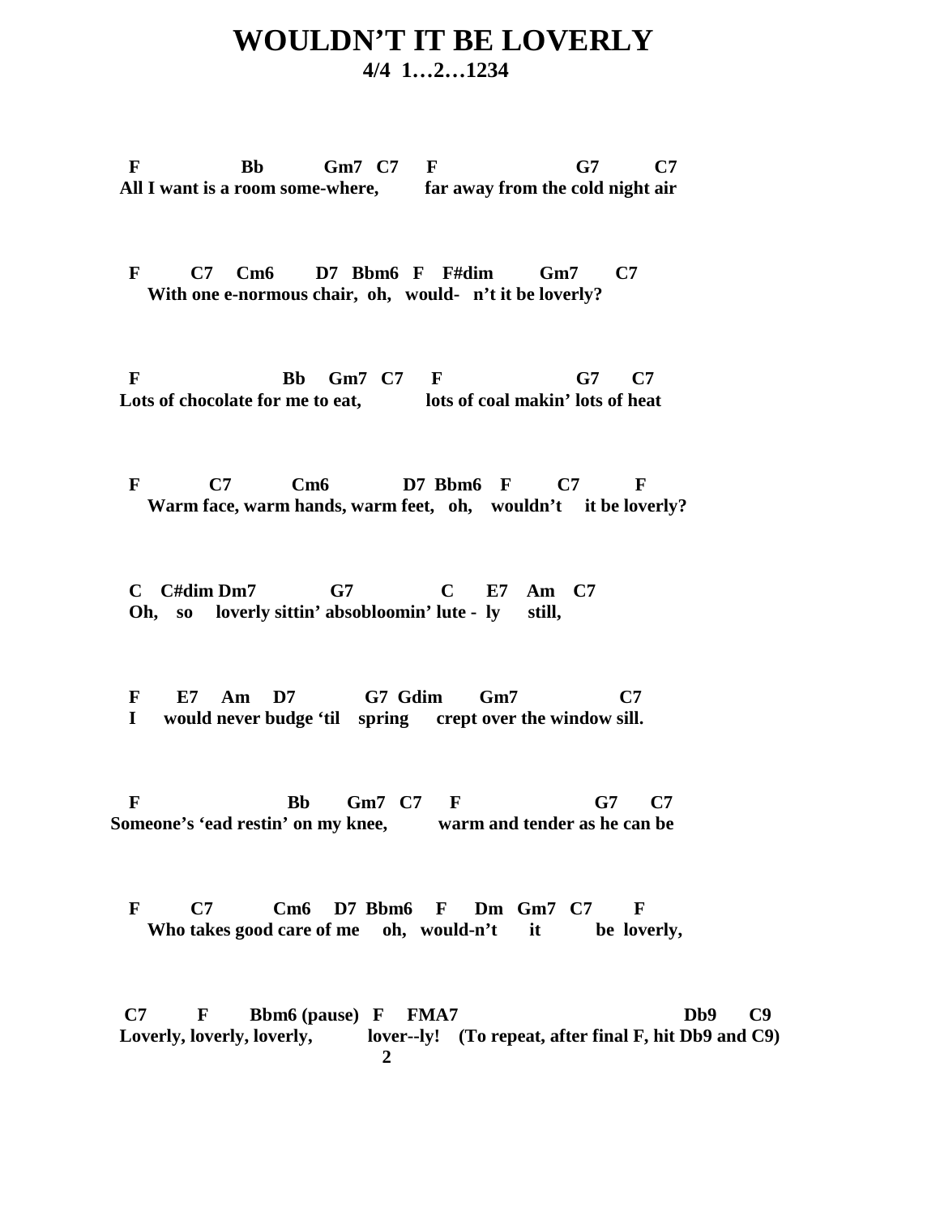# WOULDN'T IT BE LOVERLY

**4/4 1…2…1234**

```
 F             Bb        Gm7  C7    F                G7       C7
All I want is a room some-where,      far away from the cold night air

 F      C7    Cm6      D7  Bbm6  F   F#dim      Gm7      C7
   With one e-normous chair,  oh,   would-  n't it be loverly?

 F                     Bb    Gm7  C7    F                G7     C7
Lots of chocolate for me to eat,         lots of coal makin' lots of heat

 F         C7        Cm6          D7  Bbm6   F      C7       F
   Warm face, warm hands, warm feet,   oh,    wouldn't    it be loverly?

 C    C#dim Dm7          G7           C     E7    Am    C7
 Oh,    so    loverly sittin' absobloomin' lute -  ly     still,

 F     E7    Am    D7         G7  Gdim      Gm7            C7
 I     would never budge 'til    spring     crept over the window sill.

 F                     Bb      Gm7  C7    F                G7     C7
Someone's 'ead restin' on my knee,        warm and tender as he can be

 F      C7        Cm6    D7  Bbm6    F     Dm   Gm7  C7      F
   Who takes good care of me     oh,   would-n't     it       be  loverly,

 C7       F       Bbm6 (pause)   F    FMA7                        Db9     C9
Loverly, loverly, loverly,          lover--ly!   (To repeat, after final F, hit Db9 and C9)
```